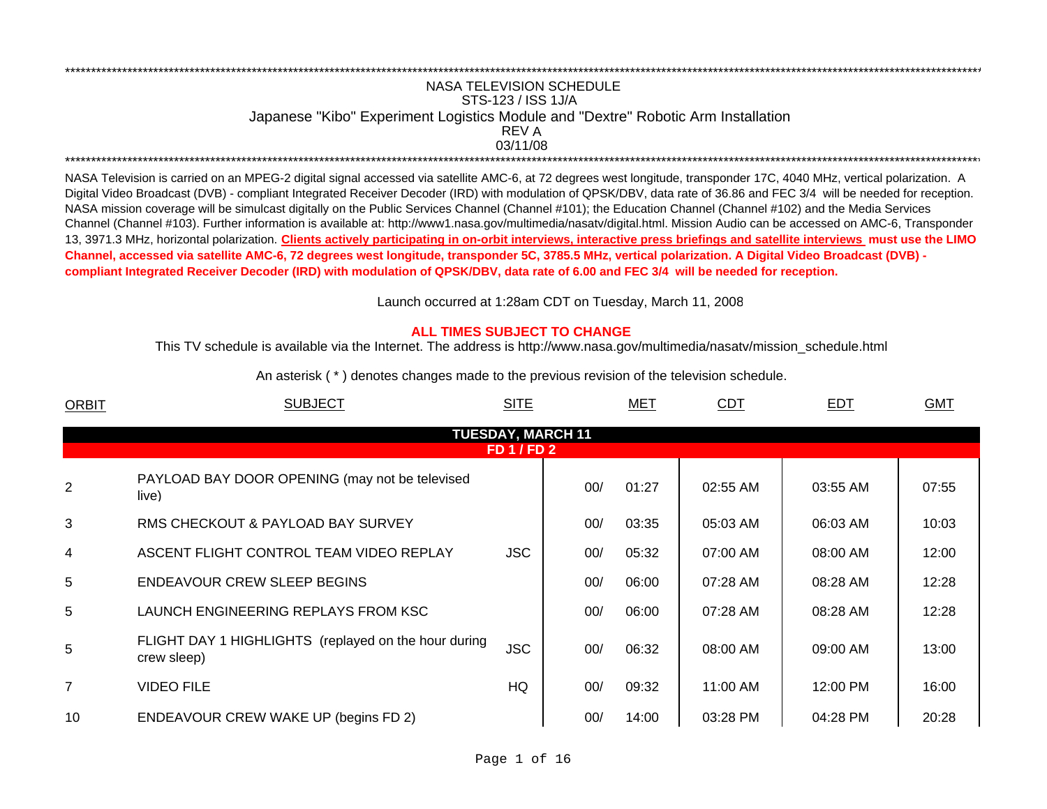NASA TELEVISION SCHEDULE
STS-123 / ISS 1J/A
Japanese "Kibo" Experiment Logistics Module and "Dextre" Robotic Arm Installation
REV A
03/11/08

NASA Television is carried on an MPEG-2 digital signal accessed via satellite AMC-6, at 72 degrees west longitude, transponder 17C, 4040 MHz, vertical polarization. A Digital Video Broadcast (DVB) - compliant Integrated Receiver Decoder (IRD) with modulation of QPSK/DBV, data rate of 36.86 and FEC 3/4 will be needed for reception. NASA mission coverage will be simulcast digitally on the Public Services Channel (Channel #101); the Education Channel (Channel #102) and the Media Services Channel (Channel #103). Further information is available at: http://www1.nasa.gov/multimedia/nasatv/digital.html. Mission Audio can be accessed on AMC-6, Transponder 13, 3971.3 MHz, horizontal polarization. **Clients actively participating in on-orbit interviews, interactive press briefings and satellite interviews must use the LIMO Channel, accessed via satellite AMC-6, 72 degrees west longitude, transponder 5C, 3785.5 MHz, vertical polarization. A Digital Video Broadcast (DVB) - compliant Integrated Receiver Decoder (IRD) with modulation of QPSK/DBV, data rate of 6.00 and FEC 3/4 will be needed for reception.**

Launch occurred at 1:28am CDT on Tuesday, March 11, 2008

**ALL TIMES SUBJECT TO CHANGE**

This TV schedule is available via the Internet. The address is http://www.nasa.gov/multimedia/nasatv/mission_schedule.html

An asterisk ( * ) denotes changes made to the previous revision of the television schedule.

| ORBIT | SUBJECT | SITE | MET | CDT | EDT | GMT |
|---|---|---|---|---|---|---|
| | **TUESDAY, MARCH 11** | | | | | |
| | **FD 1 / FD 2** | | | | | |
| 2 | PAYLOAD BAY DOOR OPENING (may not be televised live) | | 00/ 01:27 | 02:55 AM | 03:55 AM | 07:55 |
| 3 | RMS CHECKOUT & PAYLOAD BAY SURVEY | | 00/ 03:35 | 05:03 AM | 06:03 AM | 10:03 |
| 4 | ASCENT FLIGHT CONTROL TEAM VIDEO REPLAY | JSC | 00/ 05:32 | 07:00 AM | 08:00 AM | 12:00 |
| 5 | ENDEAVOUR CREW SLEEP BEGINS | | 00/ 06:00 | 07:28 AM | 08:28 AM | 12:28 |
| 5 | LAUNCH ENGINEERING REPLAYS FROM KSC | | 00/ 06:00 | 07:28 AM | 08:28 AM | 12:28 |
| 5 | FLIGHT DAY 1 HIGHLIGHTS (replayed on the hour during crew sleep) | JSC | 00/ 06:32 | 08:00 AM | 09:00 AM | 13:00 |
| 7 | VIDEO FILE | HQ | 00/ 09:32 | 11:00 AM | 12:00 PM | 16:00 |
| 10 | ENDEAVOUR CREW WAKE UP (begins FD 2) | | 00/ 14:00 | 03:28 PM | 04:28 PM | 20:28 |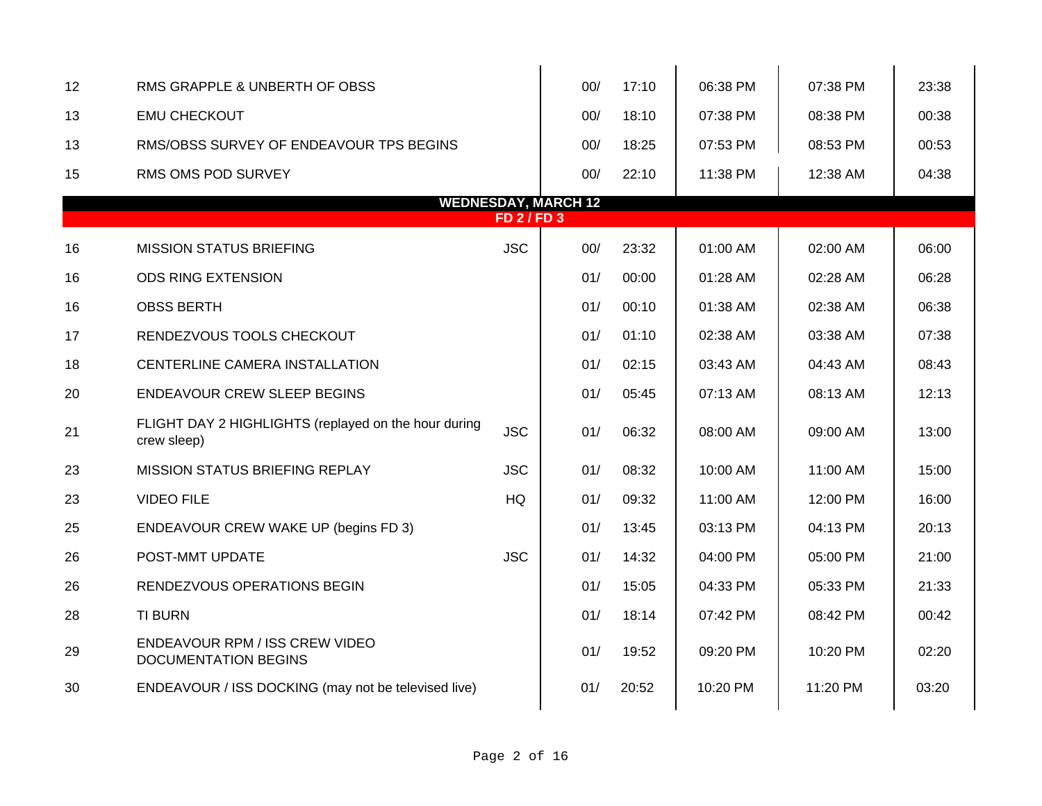| | | | | | | | |
|---|---|---|---|---|---|---|---|
| 12 | RMS GRAPPLE & UNBERTH OF OBSS | | 00/ | 17:10 | 06:38 PM | 07:38 PM | 23:38 |
| 13 | EMU CHECKOUT | | 00/ | 18:10 | 07:38 PM | 08:38 PM | 00:38 |
| 13 | RMS/OBSS SURVEY OF ENDEAVOUR TPS BEGINS | | 00/ | 18:25 | 07:53 PM | 08:53 PM | 00:53 |
| 15 | RMS OMS POD SURVEY | | 00/ | 22:10 | 11:38 PM | 12:38 AM | 04:38 |
| | **WEDNESDAY, MARCH 12** | | | | | | |
| | **FD 2 / FD 3** | | | | | | |
| 16 | MISSION STATUS BRIEFING | JSC | 00/ | 23:32 | 01:00 AM | 02:00 AM | 06:00 |
| 16 | ODS RING EXTENSION | | 01/ | 00:00 | 01:28 AM | 02:28 AM | 06:28 |
| 16 | OBSS BERTH | | 01/ | 00:10 | 01:38 AM | 02:38 AM | 06:38 |
| 17 | RENDEZVOUS TOOLS CHECKOUT | | 01/ | 01:10 | 02:38 AM | 03:38 AM | 07:38 |
| 18 | CENTERLINE CAMERA INSTALLATION | | 01/ | 02:15 | 03:43 AM | 04:43 AM | 08:43 |
| 20 | ENDEAVOUR CREW SLEEP BEGINS | | 01/ | 05:45 | 07:13 AM | 08:13 AM | 12:13 |
| 21 | FLIGHT DAY 2 HIGHLIGHTS (replayed on the hour during crew sleep) | JSC | 01/ | 06:32 | 08:00 AM | 09:00 AM | 13:00 |
| 23 | MISSION STATUS BRIEFING REPLAY | JSC | 01/ | 08:32 | 10:00 AM | 11:00 AM | 15:00 |
| 23 | VIDEO FILE | HQ | 01/ | 09:32 | 11:00 AM | 12:00 PM | 16:00 |
| 25 | ENDEAVOUR CREW WAKE UP (begins FD 3) | | 01/ | 13:45 | 03:13 PM | 04:13 PM | 20:13 |
| 26 | POST-MMT UPDATE | JSC | 01/ | 14:32 | 04:00 PM | 05:00 PM | 21:00 |
| 26 | RENDEZVOUS OPERATIONS BEGIN | | 01/ | 15:05 | 04:33 PM | 05:33 PM | 21:33 |
| 28 | TI BURN | | 01/ | 18:14 | 07:42 PM | 08:42 PM | 00:42 |
| 29 | ENDEAVOUR RPM / ISS CREW VIDEO DOCUMENTATION BEGINS | | 01/ | 19:52 | 09:20 PM | 10:20 PM | 02:20 |
| 30 | ENDEAVOUR / ISS DOCKING (may not be televised live) | | 01/ | 20:52 | 10:20 PM | 11:20 PM | 03:20 |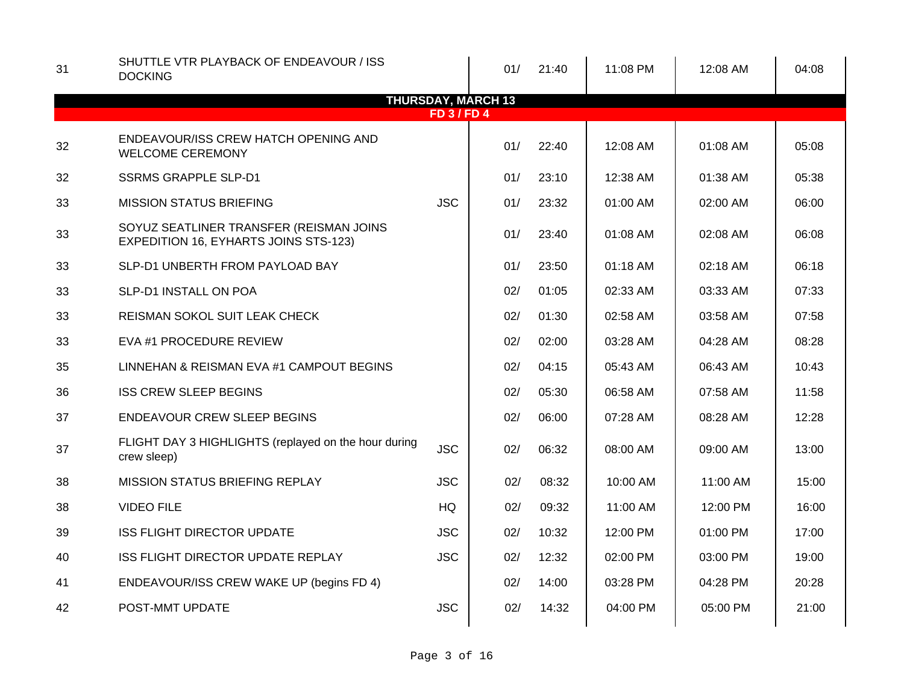| | | | | | | | |
|---|---|---|---|---|---|---|---|
| 31 | SHUTTLE VTR PLAYBACK OF ENDEAVOUR / ISS DOCKING | | 01/ | 21:40 | 11:08 PM | 12:08 AM | 04:08 |
| **THURSDAY, MARCH 13** | | | | | | | |
| **FD 3 / FD 4** | | | | | | | |
| 32 | ENDEAVOUR/ISS CREW HATCH OPENING AND WELCOME CEREMONY | | 01/ | 22:40 | 12:08 AM | 01:08 AM | 05:08 |
| 32 | SSRMS GRAPPLE SLP-D1 | | 01/ | 23:10 | 12:38 AM | 01:38 AM | 05:38 |
| 33 | MISSION STATUS BRIEFING | JSC | 01/ | 23:32 | 01:00 AM | 02:00 AM | 06:00 |
| 33 | SOYUZ SEATLINER TRANSFER (REISMAN JOINS EXPEDITION 16, EYHARTS JOINS STS-123) | | 01/ | 23:40 | 01:08 AM | 02:08 AM | 06:08 |
| 33 | SLP-D1 UNBERTH FROM PAYLOAD BAY | | 01/ | 23:50 | 01:18 AM | 02:18 AM | 06:18 |
| 33 | SLP-D1 INSTALL ON POA | | 02/ | 01:05 | 02:33 AM | 03:33 AM | 07:33 |
| 33 | REISMAN SOKOL SUIT LEAK CHECK | | 02/ | 01:30 | 02:58 AM | 03:58 AM | 07:58 |
| 33 | EVA #1 PROCEDURE REVIEW | | 02/ | 02:00 | 03:28 AM | 04:28 AM | 08:28 |
| 35 | LINNEHAN & REISMAN EVA #1 CAMPOUT BEGINS | | 02/ | 04:15 | 05:43 AM | 06:43 AM | 10:43 |
| 36 | ISS CREW SLEEP BEGINS | | 02/ | 05:30 | 06:58 AM | 07:58 AM | 11:58 |
| 37 | ENDEAVOUR CREW SLEEP BEGINS | | 02/ | 06:00 | 07:28 AM | 08:28 AM | 12:28 |
| 37 | FLIGHT DAY 3 HIGHLIGHTS (replayed on the hour during crew sleep) | JSC | 02/ | 06:32 | 08:00 AM | 09:00 AM | 13:00 |
| 38 | MISSION STATUS BRIEFING REPLAY | JSC | 02/ | 08:32 | 10:00 AM | 11:00 AM | 15:00 |
| 38 | VIDEO FILE | HQ | 02/ | 09:32 | 11:00 AM | 12:00 PM | 16:00 |
| 39 | ISS FLIGHT DIRECTOR UPDATE | JSC | 02/ | 10:32 | 12:00 PM | 01:00 PM | 17:00 |
| 40 | ISS FLIGHT DIRECTOR UPDATE REPLAY | JSC | 02/ | 12:32 | 02:00 PM | 03:00 PM | 19:00 |
| 41 | ENDEAVOUR/ISS CREW WAKE UP (begins FD 4) | | 02/ | 14:00 | 03:28 PM | 04:28 PM | 20:28 |
| 42 | POST-MMT UPDATE | JSC | 02/ | 14:32 | 04:00 PM | 05:00 PM | 21:00 |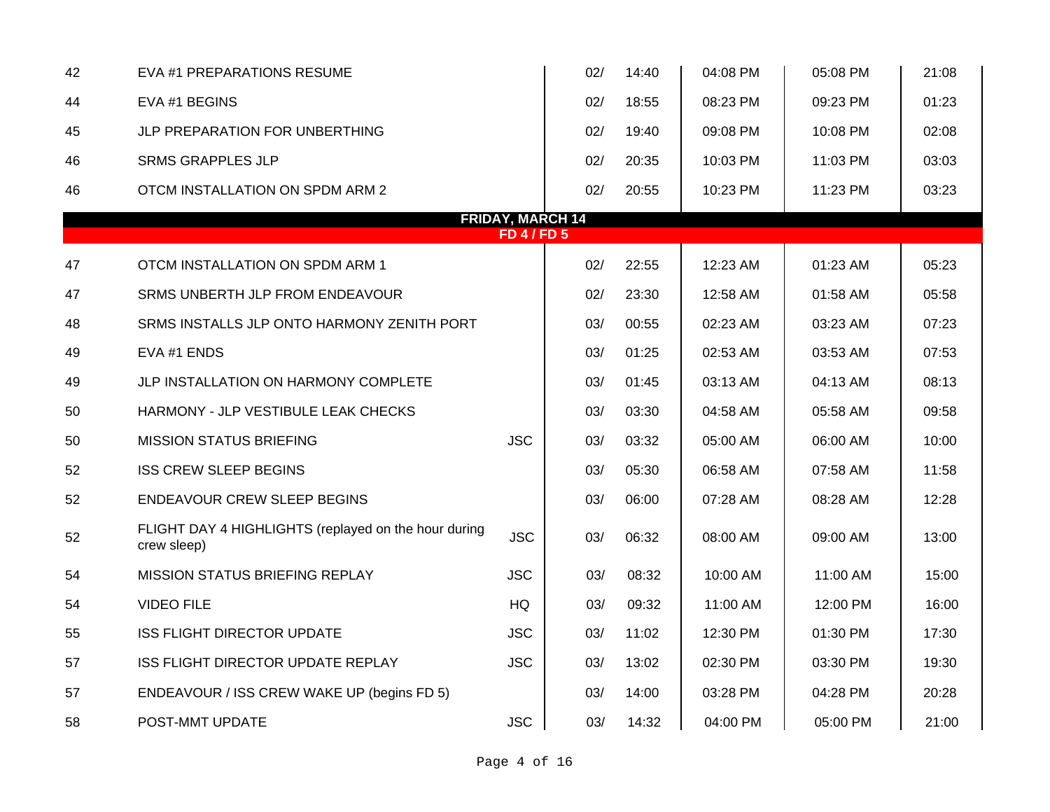| | | | | | | | |
|---|---|---|---|---|---|---|---|
| 42 | EVA #1 PREPARATIONS RESUME | | 02/ | 14:40 | 04:08 PM | 05:08 PM | 21:08 |
| 44 | EVA #1 BEGINS | | 02/ | 18:55 | 08:23 PM | 09:23 PM | 01:23 |
| 45 | JLP PREPARATION FOR UNBERTHING | | 02/ | 19:40 | 09:08 PM | 10:08 PM | 02:08 |
| 46 | SRMS GRAPPLES JLP | | 02/ | 20:35 | 10:03 PM | 11:03 PM | 03:03 |
| 46 | OTCM INSTALLATION ON SPDM ARM 2 | | 02/ | 20:55 | 10:23 PM | 11:23 PM | 03:23 |
| | **FRIDAY, MARCH 14** | | | | | | |
| | **FD 4 / FD 5** | | | | | | |
| 47 | OTCM INSTALLATION ON SPDM ARM 1 | | 02/ | 22:55 | 12:23 AM | 01:23 AM | 05:23 |
| 47 | SRMS UNBERTH JLP FROM ENDEAVOUR | | 02/ | 23:30 | 12:58 AM | 01:58 AM | 05:58 |
| 48 | SRMS INSTALLS JLP ONTO HARMONY ZENITH PORT | | 03/ | 00:55 | 02:23 AM | 03:23 AM | 07:23 |
| 49 | EVA #1 ENDS | | 03/ | 01:25 | 02:53 AM | 03:53 AM | 07:53 |
| 49 | JLP INSTALLATION ON HARMONY COMPLETE | | 03/ | 01:45 | 03:13 AM | 04:13 AM | 08:13 |
| 50 | HARMONY - JLP VESTIBULE LEAK CHECKS | | 03/ | 03:30 | 04:58 AM | 05:58 AM | 09:58 |
| 50 | MISSION STATUS BRIEFING | JSC | 03/ | 03:32 | 05:00 AM | 06:00 AM | 10:00 |
| 52 | ISS CREW SLEEP BEGINS | | 03/ | 05:30 | 06:58 AM | 07:58 AM | 11:58 |
| 52 | ENDEAVOUR CREW SLEEP BEGINS | | 03/ | 06:00 | 07:28 AM | 08:28 AM | 12:28 |
| 52 | FLIGHT DAY 4 HIGHLIGHTS (replayed on the hour during crew sleep) | JSC | 03/ | 06:32 | 08:00 AM | 09:00 AM | 13:00 |
| 54 | MISSION STATUS BRIEFING REPLAY | JSC | 03/ | 08:32 | 10:00 AM | 11:00 AM | 15:00 |
| 54 | VIDEO FILE | HQ | 03/ | 09:32 | 11:00 AM | 12:00 PM | 16:00 |
| 55 | ISS FLIGHT DIRECTOR UPDATE | JSC | 03/ | 11:02 | 12:30 PM | 01:30 PM | 17:30 |
| 57 | ISS FLIGHT DIRECTOR UPDATE REPLAY | JSC | 03/ | 13:02 | 02:30 PM | 03:30 PM | 19:30 |
| 57 | ENDEAVOUR / ISS CREW WAKE UP (begins FD 5) | | 03/ | 14:00 | 03:28 PM | 04:28 PM | 20:28 |
| 58 | POST-MMT UPDATE | JSC | 03/ | 14:32 | 04:00 PM | 05:00 PM | 21:00 |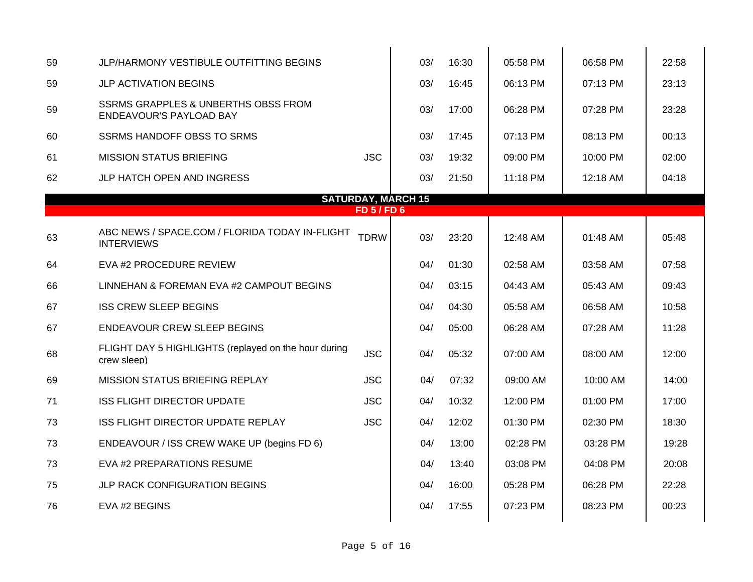| | | | | | | | |
|---|---|---|---|---|---|---|---|
| 59 | JLP/HARMONY VESTIBULE OUTFITTING BEGINS | | 03/ | 16:30 | 05:58 PM | 06:58 PM | 22:58 |
| 59 | JLP ACTIVATION BEGINS | | 03/ | 16:45 | 06:13 PM | 07:13 PM | 23:13 |
| 59 | SSRMS GRAPPLES & UNBERTHS OBSS FROM ENDEAVOUR'S PAYLOAD BAY | | 03/ | 17:00 | 06:28 PM | 07:28 PM | 23:28 |
| 60 | SSRMS HANDOFF OBSS TO SRMS | | 03/ | 17:45 | 07:13 PM | 08:13 PM | 00:13 |
| 61 | MISSION STATUS BRIEFING | JSC | 03/ | 19:32 | 09:00 PM | 10:00 PM | 02:00 |
| 62 | JLP HATCH OPEN AND INGRESS | | 03/ | 21:50 | 11:18 PM | 12:18 AM | 04:18 |
| | **SATURDAY, MARCH 15** | | | | | | |
| | **FD 5 / FD 6** | | | | | | |
| 63 | ABC NEWS / SPACE.COM / FLORIDA TODAY IN-FLIGHT INTERVIEWS | TDRW | 03/ | 23:20 | 12:48 AM | 01:48 AM | 05:48 |
| 64 | EVA #2 PROCEDURE REVIEW | | 04/ | 01:30 | 02:58 AM | 03:58 AM | 07:58 |
| 66 | LINNEHAN & FOREMAN EVA #2 CAMPOUT BEGINS | | 04/ | 03:15 | 04:43 AM | 05:43 AM | 09:43 |
| 67 | ISS CREW SLEEP BEGINS | | 04/ | 04:30 | 05:58 AM | 06:58 AM | 10:58 |
| 67 | ENDEAVOUR CREW SLEEP BEGINS | | 04/ | 05:00 | 06:28 AM | 07:28 AM | 11:28 |
| 68 | FLIGHT DAY 5 HIGHLIGHTS (replayed on the hour during crew sleep) | JSC | 04/ | 05:32 | 07:00 AM | 08:00 AM | 12:00 |
| 69 | MISSION STATUS BRIEFING REPLAY | JSC | 04/ | 07:32 | 09:00 AM | 10:00 AM | 14:00 |
| 71 | ISS FLIGHT DIRECTOR UPDATE | JSC | 04/ | 10:32 | 12:00 PM | 01:00 PM | 17:00 |
| 73 | ISS FLIGHT DIRECTOR UPDATE REPLAY | JSC | 04/ | 12:02 | 01:30 PM | 02:30 PM | 18:30 |
| 73 | ENDEAVOUR / ISS CREW WAKE UP (begins FD 6) | | 04/ | 13:00 | 02:28 PM | 03:28 PM | 19:28 |
| 73 | EVA #2 PREPARATIONS RESUME | | 04/ | 13:40 | 03:08 PM | 04:08 PM | 20:08 |
| 75 | JLP RACK CONFIGURATION BEGINS | | 04/ | 16:00 | 05:28 PM | 06:28 PM | 22:28 |
| 76 | EVA #2 BEGINS | | 04/ | 17:55 | 07:23 PM | 08:23 PM | 00:23 |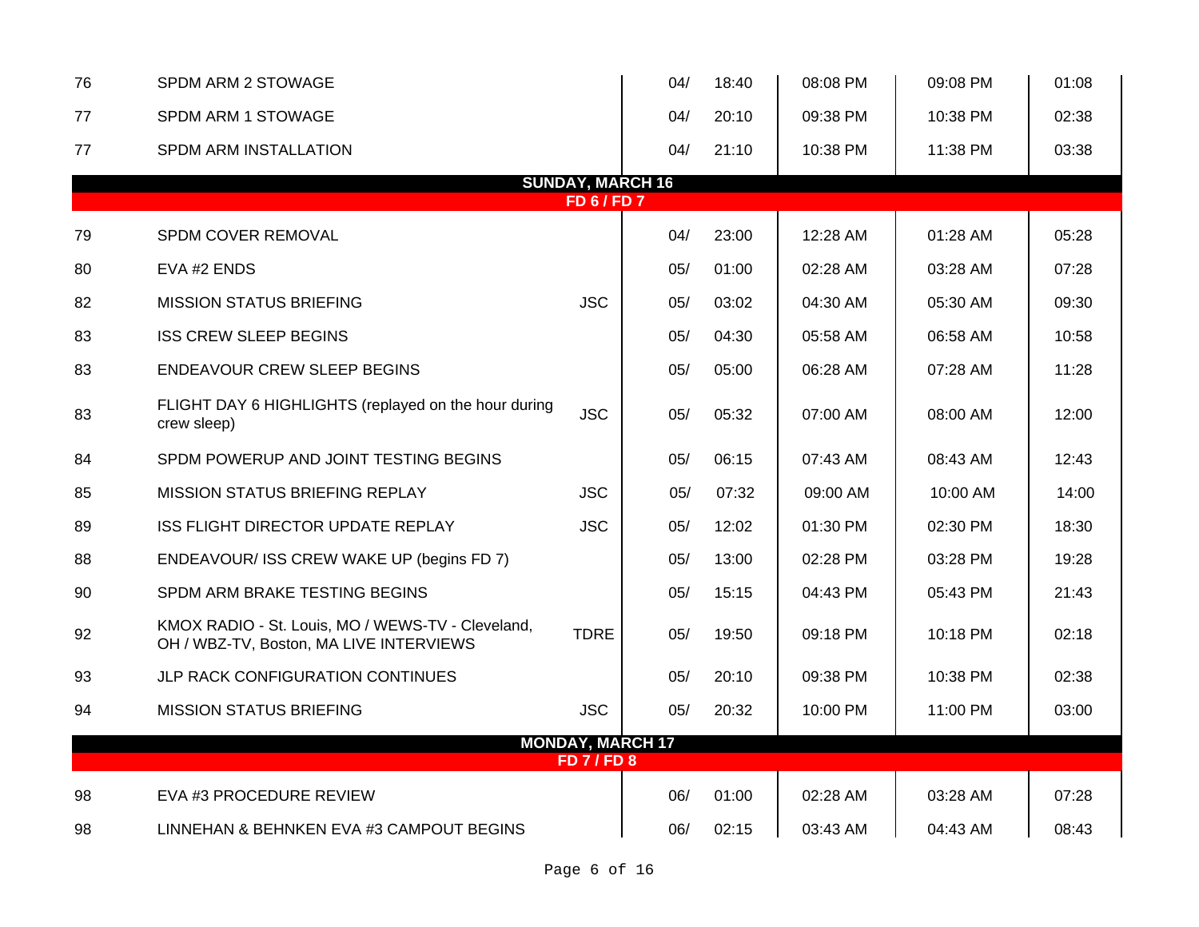| | | | | | | | |
|---|---|---|---|---|---|---|---|
| 76 | SPDM ARM 2 STOWAGE | | 04/ | 18:40 | 08:08 PM | 09:08 PM | 01:08 |
| 77 | SPDM ARM 1 STOWAGE | | 04/ | 20:10 | 09:38 PM | 10:38 PM | 02:38 |
| 77 | SPDM ARM INSTALLATION | | 04/ | 21:10 | 10:38 PM | 11:38 PM | 03:38 |
| | **SUNDAY, MARCH 16**<br>**FD 6 / FD 7** | | | | | | |
| 79 | SPDM COVER REMOVAL | | 04/ | 23:00 | 12:28 AM | 01:28 AM | 05:28 |
| 80 | EVA #2 ENDS | | 05/ | 01:00 | 02:28 AM | 03:28 AM | 07:28 |
| 82 | MISSION STATUS BRIEFING | JSC | 05/ | 03:02 | 04:30 AM | 05:30 AM | 09:30 |
| 83 | ISS CREW SLEEP BEGINS | | 05/ | 04:30 | 05:58 AM | 06:58 AM | 10:58 |
| 83 | ENDEAVOUR CREW SLEEP BEGINS | | 05/ | 05:00 | 06:28 AM | 07:28 AM | 11:28 |
| 83 | FLIGHT DAY 6 HIGHLIGHTS (replayed on the hour during crew sleep) | JSC | 05/ | 05:32 | 07:00 AM | 08:00 AM | 12:00 |
| 84 | SPDM POWERUP AND JOINT TESTING BEGINS | | 05/ | 06:15 | 07:43 AM | 08:43 AM | 12:43 |
| 85 | MISSION STATUS BRIEFING REPLAY | JSC | 05/ | 07:32 | 09:00 AM | 10:00 AM | 14:00 |
| 89 | ISS FLIGHT DIRECTOR UPDATE REPLAY | JSC | 05/ | 12:02 | 01:30 PM | 02:30 PM | 18:30 |
| 88 | ENDEAVOUR/ ISS CREW WAKE UP (begins FD 7) | | 05/ | 13:00 | 02:28 PM | 03:28 PM | 19:28 |
| 90 | SPDM ARM BRAKE TESTING BEGINS | | 05/ | 15:15 | 04:43 PM | 05:43 PM | 21:43 |
| 92 | KMOX RADIO - St. Louis, MO / WEWS-TV - Cleveland, OH / WBZ-TV, Boston, MA LIVE INTERVIEWS | TDRE | 05/ | 19:50 | 09:18 PM | 10:18 PM | 02:18 |
| 93 | JLP RACK CONFIGURATION CONTINUES | | 05/ | 20:10 | 09:38 PM | 10:38 PM | 02:38 |
| 94 | MISSION STATUS BRIEFING | JSC | 05/ | 20:32 | 10:00 PM | 11:00 PM | 03:00 |
| | **MONDAY, MARCH 17**<br>**FD 7 / FD 8** | | | | | | |
| 98 | EVA #3 PROCEDURE REVIEW | | 06/ | 01:00 | 02:28 AM | 03:28 AM | 07:28 |
| 98 | LINNEHAN & BEHNKEN EVA #3 CAMPOUT BEGINS | | 06/ | 02:15 | 03:43 AM | 04:43 AM | 08:43 |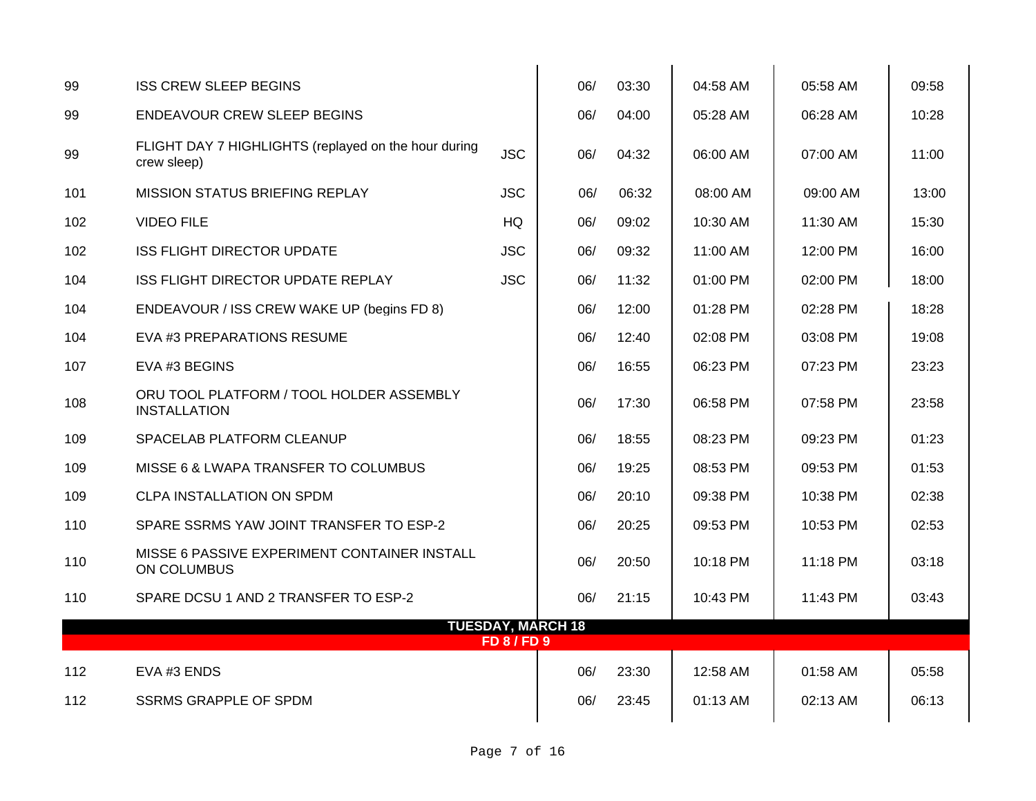| | | | | | | | |
|---|---|---|---|---|---|---|---|
| 99 | ISS CREW SLEEP BEGINS | | 06/ | 03:30 | 04:58 AM | 05:58 AM | 09:58 |
| 99 | ENDEAVOUR CREW SLEEP BEGINS | | 06/ | 04:00 | 05:28 AM | 06:28 AM | 10:28 |
| 99 | FLIGHT DAY 7 HIGHLIGHTS (replayed on the hour during crew sleep) | JSC | 06/ | 04:32 | 06:00 AM | 07:00 AM | 11:00 |
| 101 | MISSION STATUS BRIEFING REPLAY | JSC | 06/ | 06:32 | 08:00 AM | 09:00 AM | 13:00 |
| 102 | VIDEO FILE | HQ | 06/ | 09:02 | 10:30 AM | 11:30 AM | 15:30 |
| 102 | ISS FLIGHT DIRECTOR UPDATE | JSC | 06/ | 09:32 | 11:00 AM | 12:00 PM | 16:00 |
| 104 | ISS FLIGHT DIRECTOR UPDATE REPLAY | JSC | 06/ | 11:32 | 01:00 PM | 02:00 PM | 18:00 |
| 104 | ENDEAVOUR / ISS CREW WAKE UP (begins FD 8) | | 06/ | 12:00 | 01:28 PM | 02:28 PM | 18:28 |
| 104 | EVA #3 PREPARATIONS RESUME | | 06/ | 12:40 | 02:08 PM | 03:08 PM | 19:08 |
| 107 | EVA #3 BEGINS | | 06/ | 16:55 | 06:23 PM | 07:23 PM | 23:23 |
| 108 | ORU TOOL PLATFORM / TOOL HOLDER ASSEMBLY INSTALLATION | | 06/ | 17:30 | 06:58 PM | 07:58 PM | 23:58 |
| 109 | SPACELAB PLATFORM CLEANUP | | 06/ | 18:55 | 08:23 PM | 09:23 PM | 01:23 |
| 109 | MISSE 6 & LWAPA TRANSFER TO COLUMBUS | | 06/ | 19:25 | 08:53 PM | 09:53 PM | 01:53 |
| 109 | CLPA INSTALLATION ON SPDM | | 06/ | 20:10 | 09:38 PM | 10:38 PM | 02:38 |
| 110 | SPARE SSRMS YAW JOINT TRANSFER TO ESP-2 | | 06/ | 20:25 | 09:53 PM | 10:53 PM | 02:53 |
| 110 | MISSE 6 PASSIVE EXPERIMENT CONTAINER INSTALL ON COLUMBUS | | 06/ | 20:50 | 10:18 PM | 11:18 PM | 03:18 |
| 110 | SPARE DCSU 1 AND 2 TRANSFER TO ESP-2 | | 06/ | 21:15 | 10:43 PM | 11:43 PM | 03:43 |
| **TUESDAY, MARCH 18** | | | | | | | |
| **FD 8 / FD 9** | | | | | | | |
| 112 | EVA #3 ENDS | | 06/ | 23:30 | 12:58 AM | 01:58 AM | 05:58 |
| 112 | SSRMS GRAPPLE OF SPDM | | 06/ | 23:45 | 01:13 AM | 02:13 AM | 06:13 |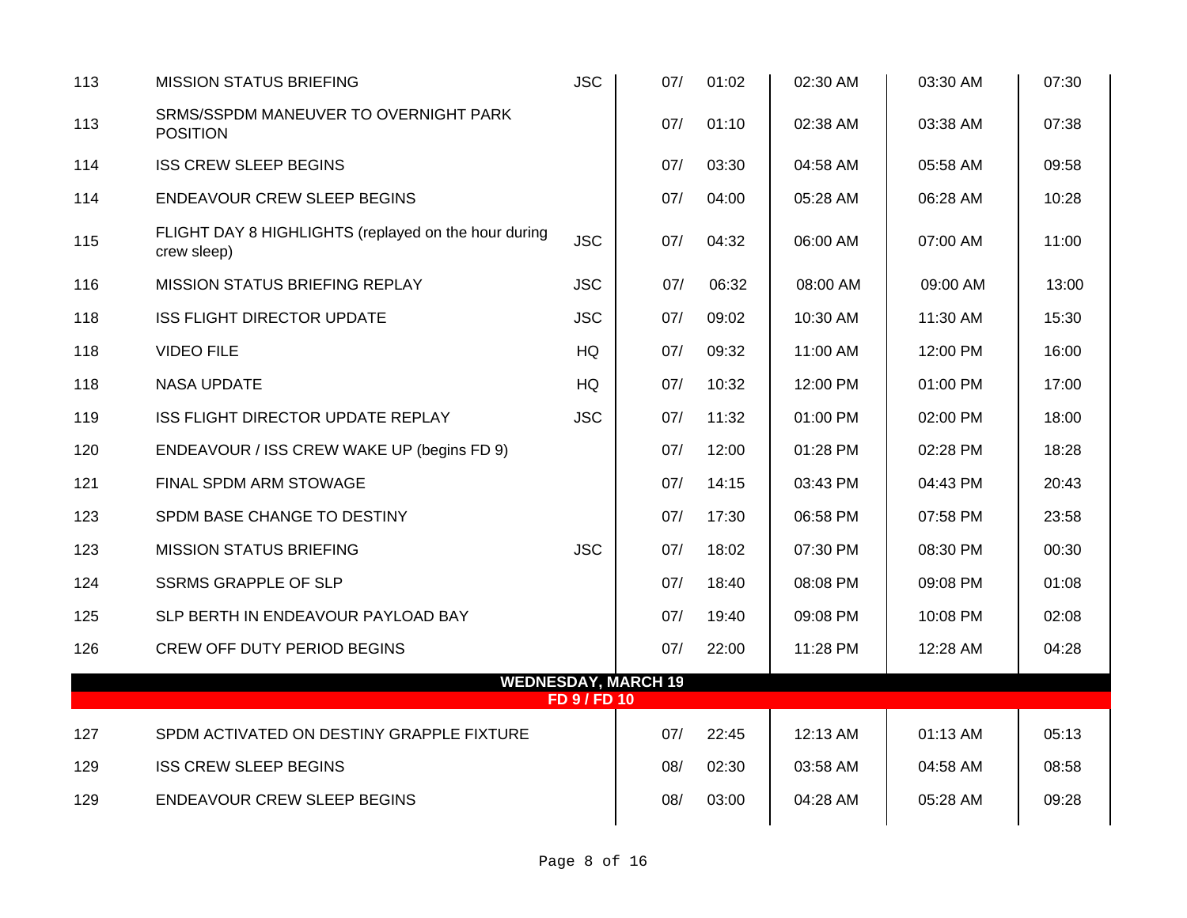| | | | | | | | |
|---|---|---|---|---|---|---|---|
| 113 | MISSION STATUS BRIEFING | JSC | 07/ | 01:02 | 02:30 AM | 03:30 AM | 07:30 |
| 113 | SRMS/SSPDM MANEUVER TO OVERNIGHT PARK POSITION | | 07/ | 01:10 | 02:38 AM | 03:38 AM | 07:38 |
| 114 | ISS CREW SLEEP BEGINS | | 07/ | 03:30 | 04:58 AM | 05:58 AM | 09:58 |
| 114 | ENDEAVOUR CREW SLEEP BEGINS | | 07/ | 04:00 | 05:28 AM | 06:28 AM | 10:28 |
| 115 | FLIGHT DAY 8 HIGHLIGHTS (replayed on the hour during crew sleep) | JSC | 07/ | 04:32 | 06:00 AM | 07:00 AM | 11:00 |
| 116 | MISSION STATUS BRIEFING REPLAY | JSC | 07/ | 06:32 | 08:00 AM | 09:00 AM | 13:00 |
| 118 | ISS FLIGHT DIRECTOR UPDATE | JSC | 07/ | 09:02 | 10:30 AM | 11:30 AM | 15:30 |
| 118 | VIDEO FILE | HQ | 07/ | 09:32 | 11:00 AM | 12:00 PM | 16:00 |
| 118 | NASA UPDATE | HQ | 07/ | 10:32 | 12:00 PM | 01:00 PM | 17:00 |
| 119 | ISS FLIGHT DIRECTOR UPDATE REPLAY | JSC | 07/ | 11:32 | 01:00 PM | 02:00 PM | 18:00 |
| 120 | ENDEAVOUR / ISS CREW WAKE UP (begins FD 9) | | 07/ | 12:00 | 01:28 PM | 02:28 PM | 18:28 |
| 121 | FINAL SPDM ARM STOWAGE | | 07/ | 14:15 | 03:43 PM | 04:43 PM | 20:43 |
| 123 | SPDM BASE CHANGE TO DESTINY | | 07/ | 17:30 | 06:58 PM | 07:58 PM | 23:58 |
| 123 | MISSION STATUS BRIEFING | JSC | 07/ | 18:02 | 07:30 PM | 08:30 PM | 00:30 |
| 124 | SSRMS GRAPPLE OF SLP | | 07/ | 18:40 | 08:08 PM | 09:08 PM | 01:08 |
| 125 | SLP BERTH IN ENDEAVOUR PAYLOAD BAY | | 07/ | 19:40 | 09:08 PM | 10:08 PM | 02:08 |
| 126 | CREW OFF DUTY PERIOD BEGINS | | 07/ | 22:00 | 11:28 PM | 12:28 AM | 04:28 |
| | **WEDNESDAY, MARCH 19** **FD 9 / FD 10** | | | | | | |
| 127 | SPDM ACTIVATED ON DESTINY GRAPPLE FIXTURE | | 07/ | 22:45 | 12:13 AM | 01:13 AM | 05:13 |
| 129 | ISS CREW SLEEP BEGINS | | 08/ | 02:30 | 03:58 AM | 04:58 AM | 08:58 |
| 129 | ENDEAVOUR CREW SLEEP BEGINS | | 08/ | 03:00 | 04:28 AM | 05:28 AM | 09:28 |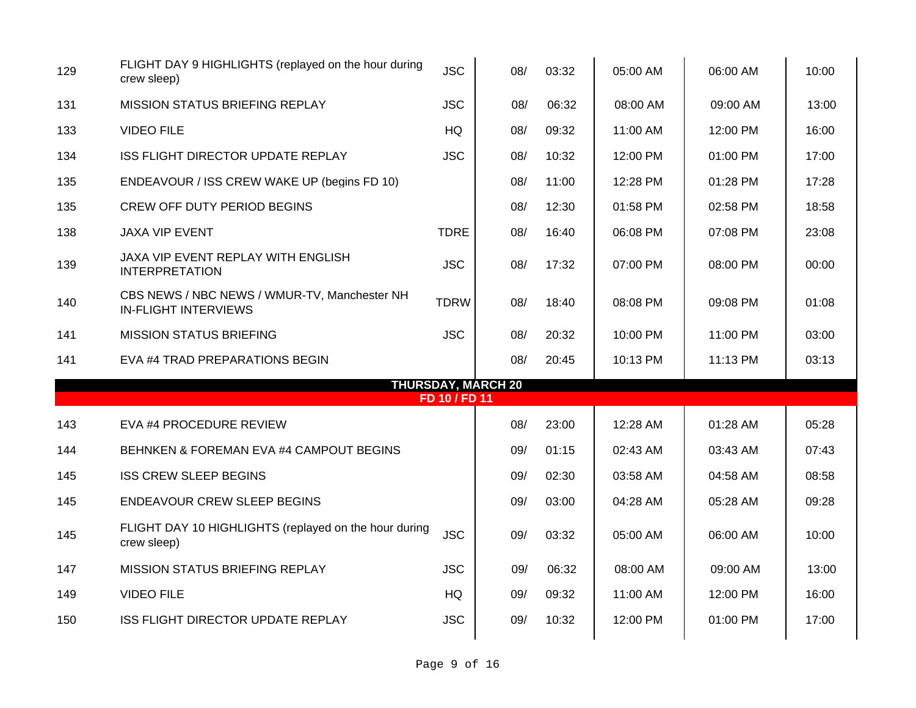| | | | | | | | |
|---|---|---|---|---|---|---|---|
| 129 | FLIGHT DAY 9 HIGHLIGHTS (replayed on the hour during crew sleep) | JSC | 08/ | 03:32 | 05:00 AM | 06:00 AM | 10:00 |
| 131 | MISSION STATUS BRIEFING REPLAY | JSC | 08/ | 06:32 | 08:00 AM | 09:00 AM | 13:00 |
| 133 | VIDEO FILE | HQ | 08/ | 09:32 | 11:00 AM | 12:00 PM | 16:00 |
| 134 | ISS FLIGHT DIRECTOR UPDATE REPLAY | JSC | 08/ | 10:32 | 12:00 PM | 01:00 PM | 17:00 |
| 135 | ENDEAVOUR / ISS CREW WAKE UP (begins FD 10) | | 08/ | 11:00 | 12:28 PM | 01:28 PM | 17:28 |
| 135 | CREW OFF DUTY PERIOD BEGINS | | 08/ | 12:30 | 01:58 PM | 02:58 PM | 18:58 |
| 138 | JAXA VIP EVENT | TDRE | 08/ | 16:40 | 06:08 PM | 07:08 PM | 23:08 |
| 139 | JAXA VIP EVENT REPLAY WITH ENGLISH INTERPRETATION | JSC | 08/ | 17:32 | 07:00 PM | 08:00 PM | 00:00 |
| 140 | CBS NEWS / NBC NEWS / WMUR-TV, Manchester NH IN-FLIGHT INTERVIEWS | TDRW | 08/ | 18:40 | 08:08 PM | 09:08 PM | 01:08 |
| 141 | MISSION STATUS BRIEFING | JSC | 08/ | 20:32 | 10:00 PM | 11:00 PM | 03:00 |
| 141 | EVA #4 TRAD PREPARATIONS BEGIN | | 08/ | 20:45 | 10:13 PM | 11:13 PM | 03:13 |
| | **THURSDAY, MARCH 20** **FD 10 / FD 11** | | | | | | |
| 143 | EVA #4 PROCEDURE REVIEW | | 08/ | 23:00 | 12:28 AM | 01:28 AM | 05:28 |
| 144 | BEHNKEN & FOREMAN EVA #4 CAMPOUT BEGINS | | 09/ | 01:15 | 02:43 AM | 03:43 AM | 07:43 |
| 145 | ISS CREW SLEEP BEGINS | | 09/ | 02:30 | 03:58 AM | 04:58 AM | 08:58 |
| 145 | ENDEAVOUR CREW SLEEP BEGINS | | 09/ | 03:00 | 04:28 AM | 05:28 AM | 09:28 |
| 145 | FLIGHT DAY 10 HIGHLIGHTS (replayed on the hour during crew sleep) | JSC | 09/ | 03:32 | 05:00 AM | 06:00 AM | 10:00 |
| 147 | MISSION STATUS BRIEFING REPLAY | JSC | 09/ | 06:32 | 08:00 AM | 09:00 AM | 13:00 |
| 149 | VIDEO FILE | HQ | 09/ | 09:32 | 11:00 AM | 12:00 PM | 16:00 |
| 150 | ISS FLIGHT DIRECTOR UPDATE REPLAY | JSC | 09/ | 10:32 | 12:00 PM | 01:00 PM | 17:00 |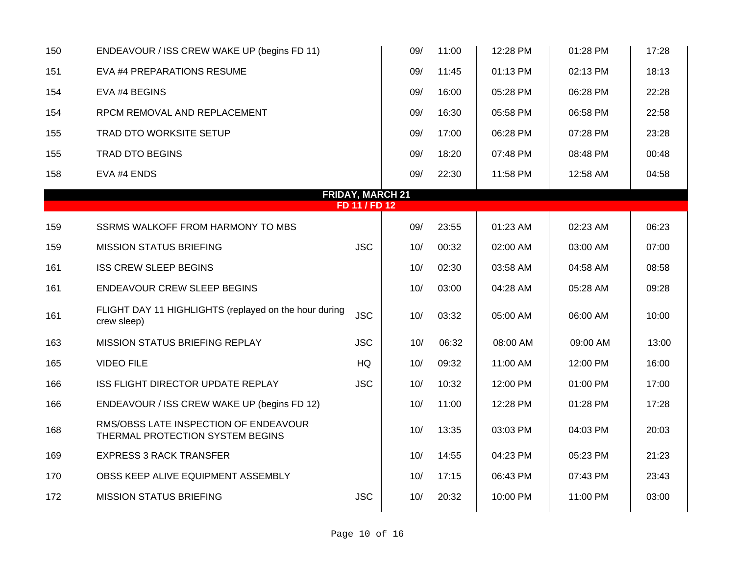| | | | | | | | |
|---|---|---|---|---|---|---|---|
| 150 | ENDEAVOUR / ISS CREW WAKE UP (begins FD 11) | | 09/ | 11:00 | 12:28 PM | 01:28 PM | 17:28 |
| 151 | EVA #4 PREPARATIONS RESUME | | 09/ | 11:45 | 01:13 PM | 02:13 PM | 18:13 |
| 154 | EVA #4 BEGINS | | 09/ | 16:00 | 05:28 PM | 06:28 PM | 22:28 |
| 154 | RPCM REMOVAL AND REPLACEMENT | | 09/ | 16:30 | 05:58 PM | 06:58 PM | 22:58 |
| 155 | TRAD DTO WORKSITE SETUP | | 09/ | 17:00 | 06:28 PM | 07:28 PM | 23:28 |
| 155 | TRAD DTO BEGINS | | 09/ | 18:20 | 07:48 PM | 08:48 PM | 00:48 |
| 158 | EVA #4 ENDS | | 09/ | 22:30 | 11:58 PM | 12:58 AM | 04:58 |
| | **FRIDAY, MARCH 21** | | | | | | |
| | **FD 11 / FD 12** | | | | | | |
| 159 | SSRMS WALKOFF FROM HARMONY TO MBS | | 09/ | 23:55 | 01:23 AM | 02:23 AM | 06:23 |
| 159 | MISSION STATUS BRIEFING | JSC | 10/ | 00:32 | 02:00 AM | 03:00 AM | 07:00 |
| 161 | ISS CREW SLEEP BEGINS | | 10/ | 02:30 | 03:58 AM | 04:58 AM | 08:58 |
| 161 | ENDEAVOUR CREW SLEEP BEGINS | | 10/ | 03:00 | 04:28 AM | 05:28 AM | 09:28 |
| 161 | FLIGHT DAY 11 HIGHLIGHTS (replayed on the hour during crew sleep) | JSC | 10/ | 03:32 | 05:00 AM | 06:00 AM | 10:00 |
| 163 | MISSION STATUS BRIEFING REPLAY | JSC | 10/ | 06:32 | 08:00 AM | 09:00 AM | 13:00 |
| 165 | VIDEO FILE | HQ | 10/ | 09:32 | 11:00 AM | 12:00 PM | 16:00 |
| 166 | ISS FLIGHT DIRECTOR UPDATE REPLAY | JSC | 10/ | 10:32 | 12:00 PM | 01:00 PM | 17:00 |
| 166 | ENDEAVOUR / ISS CREW WAKE UP (begins FD 12) | | 10/ | 11:00 | 12:28 PM | 01:28 PM | 17:28 |
| 168 | RMS/OBSS LATE INSPECTION OF ENDEAVOUR THERMAL PROTECTION SYSTEM BEGINS | | 10/ | 13:35 | 03:03 PM | 04:03 PM | 20:03 |
| 169 | EXPRESS 3 RACK TRANSFER | | 10/ | 14:55 | 04:23 PM | 05:23 PM | 21:23 |
| 170 | OBSS KEEP ALIVE EQUIPMENT ASSEMBLY | | 10/ | 17:15 | 06:43 PM | 07:43 PM | 23:43 |
| 172 | MISSION STATUS BRIEFING | JSC | 10/ | 20:32 | 10:00 PM | 11:00 PM | 03:00 |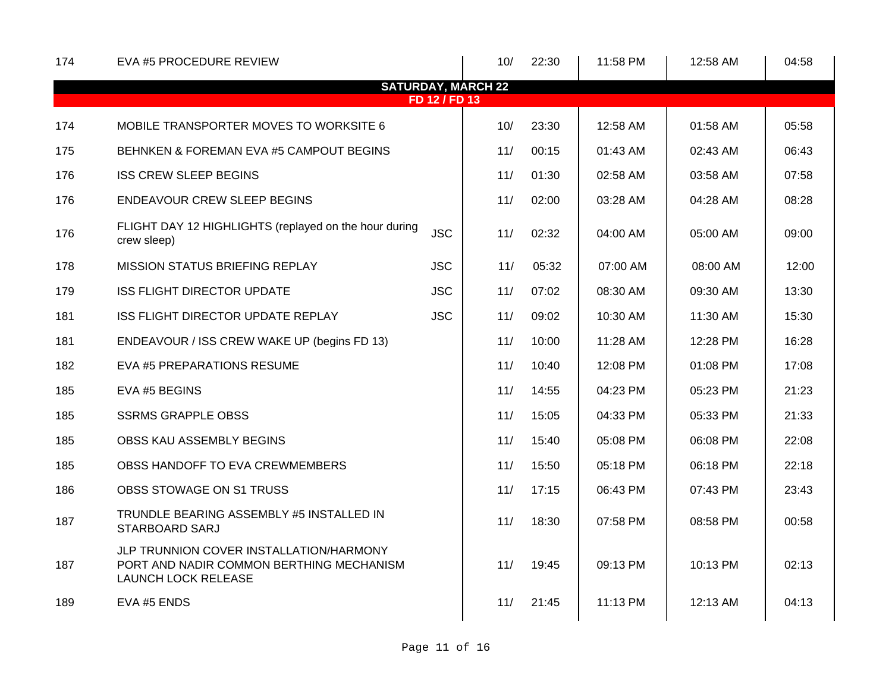| | | | | | | | |
|---|---|---|---|---|---|---|---|
| 174 | EVA #5 PROCEDURE REVIEW | | 10/ 22:30 | 11:58 PM | 12:58 AM | 04:58 |

**SATURDAY, MARCH 22**

**FD 12 / FD 13**

| | | | | | | |
|---|---|---|---|---|---|---|
| 174 | MOBILE TRANSPORTER MOVES TO WORKSITE 6 | | 10/ 23:30 | 12:58 AM | 01:58 AM | 05:58 |
| 175 | BEHNKEN & FOREMAN EVA #5 CAMPOUT BEGINS | | 11/ 00:15 | 01:43 AM | 02:43 AM | 06:43 |
| 176 | ISS CREW SLEEP BEGINS | | 11/ 01:30 | 02:58 AM | 03:58 AM | 07:58 |
| 176 | ENDEAVOUR CREW SLEEP BEGINS | | 11/ 02:00 | 03:28 AM | 04:28 AM | 08:28 |
| 176 | FLIGHT DAY 12 HIGHLIGHTS (replayed on the hour during crew sleep) | JSC | 11/ 02:32 | 04:00 AM | 05:00 AM | 09:00 |
| 178 | MISSION STATUS BRIEFING REPLAY | JSC | 11/ 05:32 | 07:00 AM | 08:00 AM | 12:00 |
| 179 | ISS FLIGHT DIRECTOR UPDATE | JSC | 11/ 07:02 | 08:30 AM | 09:30 AM | 13:30 |
| 181 | ISS FLIGHT DIRECTOR UPDATE REPLAY | JSC | 11/ 09:02 | 10:30 AM | 11:30 AM | 15:30 |
| 181 | ENDEAVOUR / ISS CREW WAKE UP (begins FD 13) | | 11/ 10:00 | 11:28 AM | 12:28 PM | 16:28 |
| 182 | EVA #5 PREPARATIONS RESUME | | 11/ 10:40 | 12:08 PM | 01:08 PM | 17:08 |
| 185 | EVA #5 BEGINS | | 11/ 14:55 | 04:23 PM | 05:23 PM | 21:23 |
| 185 | SSRMS GRAPPLE OBSS | | 11/ 15:05 | 04:33 PM | 05:33 PM | 21:33 |
| 185 | OBSS KAU ASSEMBLY BEGINS | | 11/ 15:40 | 05:08 PM | 06:08 PM | 22:08 |
| 185 | OBSS HANDOFF TO EVA CREWMEMBERS | | 11/ 15:50 | 05:18 PM | 06:18 PM | 22:18 |
| 186 | OBSS STOWAGE ON S1 TRUSS | | 11/ 17:15 | 06:43 PM | 07:43 PM | 23:43 |
| 187 | TRUNDLE BEARING ASSEMBLY #5 INSTALLED IN STARBOARD SARJ | | 11/ 18:30 | 07:58 PM | 08:58 PM | 00:58 |
| 187 | JLP TRUNNION COVER INSTALLATION/HARMONY PORT AND NADIR COMMON BERTHING MECHANISM LAUNCH LOCK RELEASE | | 11/ 19:45 | 09:13 PM | 10:13 PM | 02:13 |
| 189 | EVA #5 ENDS | | 11/ 21:45 | 11:13 PM | 12:13 AM | 04:13 |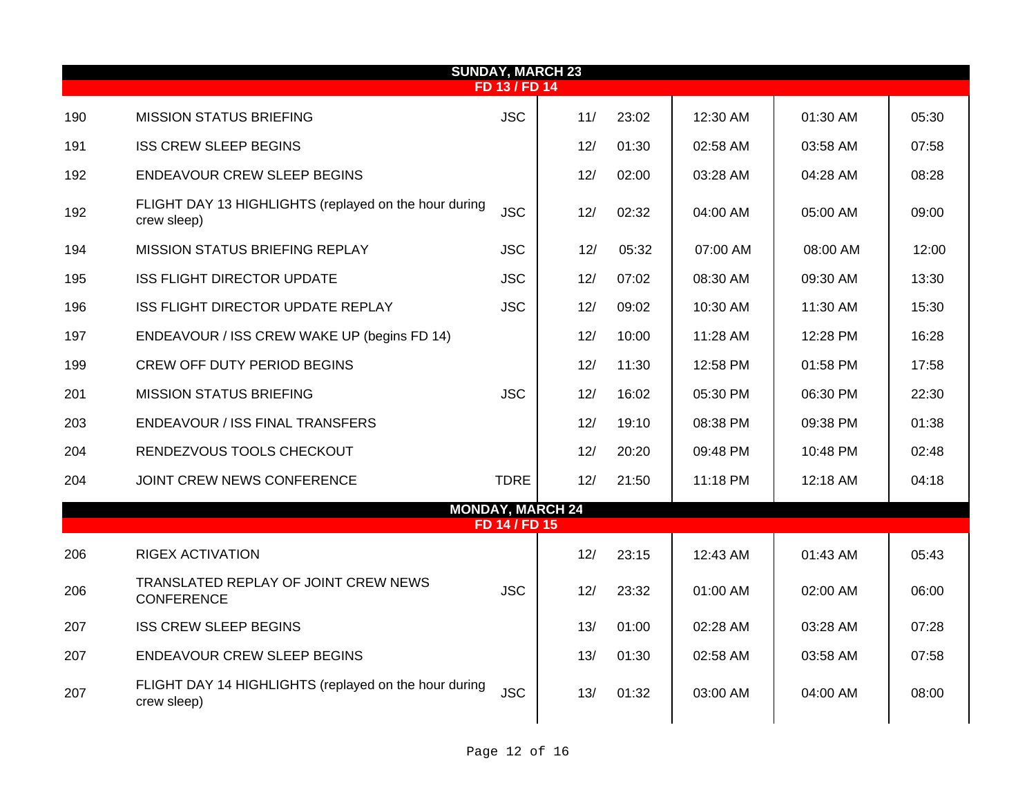| | | | | | | | |
|---|---|---|---|---|---|---|---|
| **SUNDAY, MARCH 23** | | | | | | | |
| **FD 13 / FD 14** | | | | | | | |
| 190 | MISSION STATUS BRIEFING | JSC | 11/ | 23:02 | 12:30 AM | 01:30 AM | 05:30 |
| 191 | ISS CREW SLEEP BEGINS | | 12/ | 01:30 | 02:58 AM | 03:58 AM | 07:58 |
| 192 | ENDEAVOUR CREW SLEEP BEGINS | | 12/ | 02:00 | 03:28 AM | 04:28 AM | 08:28 |
| 192 | FLIGHT DAY 13 HIGHLIGHTS (replayed on the hour during crew sleep) | JSC | 12/ | 02:32 | 04:00 AM | 05:00 AM | 09:00 |
| 194 | MISSION STATUS BRIEFING REPLAY | JSC | 12/ | 05:32 | 07:00 AM | 08:00 AM | 12:00 |
| 195 | ISS FLIGHT DIRECTOR UPDATE | JSC | 12/ | 07:02 | 08:30 AM | 09:30 AM | 13:30 |
| 196 | ISS FLIGHT DIRECTOR UPDATE REPLAY | JSC | 12/ | 09:02 | 10:30 AM | 11:30 AM | 15:30 |
| 197 | ENDEAVOUR / ISS CREW WAKE UP (begins FD 14) | | 12/ | 10:00 | 11:28 AM | 12:28 PM | 16:28 |
| 199 | CREW OFF DUTY PERIOD BEGINS | | 12/ | 11:30 | 12:58 PM | 01:58 PM | 17:58 |
| 201 | MISSION STATUS BRIEFING | JSC | 12/ | 16:02 | 05:30 PM | 06:30 PM | 22:30 |
| 203 | ENDEAVOUR / ISS FINAL TRANSFERS | | 12/ | 19:10 | 08:38 PM | 09:38 PM | 01:38 |
| 204 | RENDEZVOUS TOOLS CHECKOUT | | 12/ | 20:20 | 09:48 PM | 10:48 PM | 02:48 |
| 204 | JOINT CREW NEWS CONFERENCE | TDRE | 12/ | 21:50 | 11:18 PM | 12:18 AM | 04:18 |
| **MONDAY, MARCH 24** | | | | | | | |
| **FD 14 / FD 15** | | | | | | | |
| 206 | RIGEX ACTIVATION | | 12/ | 23:15 | 12:43 AM | 01:43 AM | 05:43 |
| 206 | TRANSLATED REPLAY OF JOINT CREW NEWS CONFERENCE | JSC | 12/ | 23:32 | 01:00 AM | 02:00 AM | 06:00 |
| 207 | ISS CREW SLEEP BEGINS | | 13/ | 01:00 | 02:28 AM | 03:28 AM | 07:28 |
| 207 | ENDEAVOUR CREW SLEEP BEGINS | | 13/ | 01:30 | 02:58 AM | 03:58 AM | 07:58 |
| 207 | FLIGHT DAY 14 HIGHLIGHTS (replayed on the hour during crew sleep) | JSC | 13/ | 01:32 | 03:00 AM | 04:00 AM | 08:00 |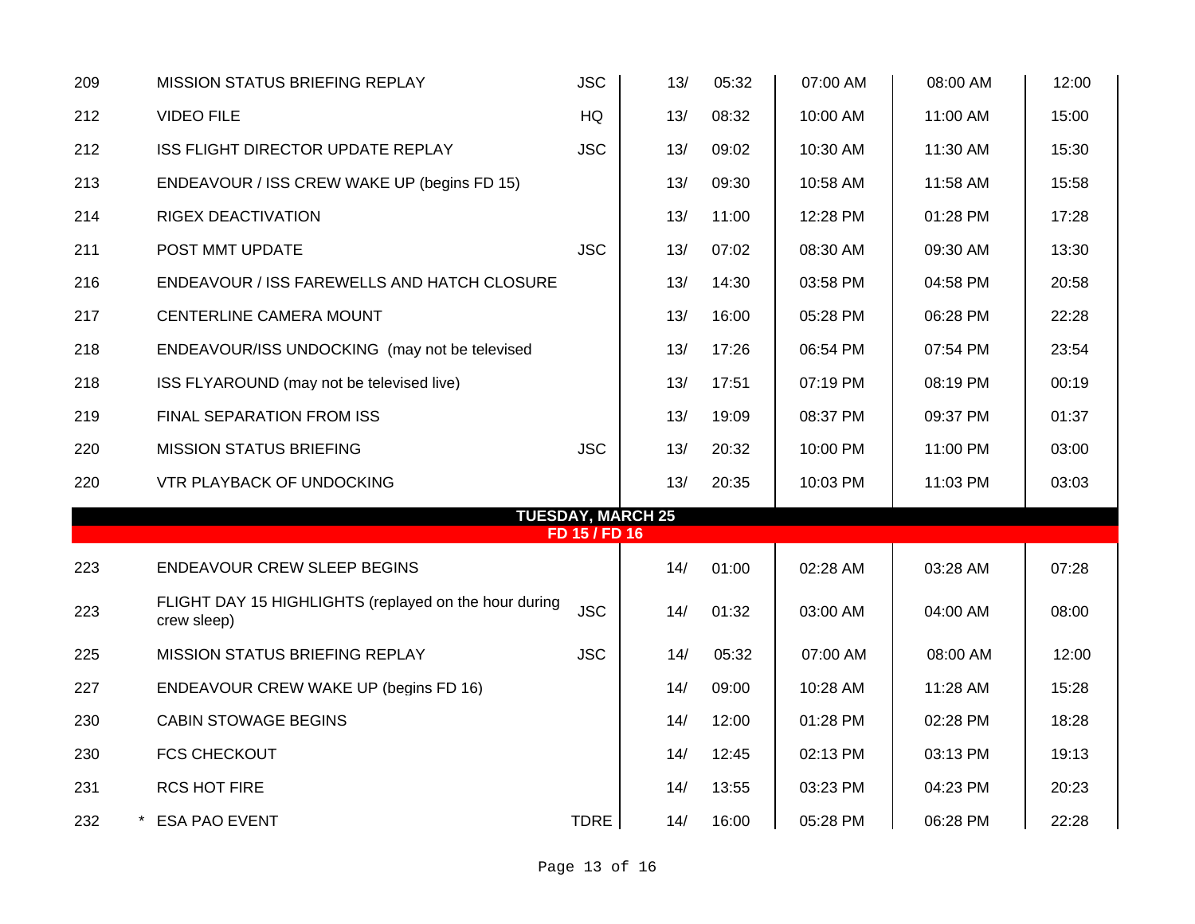| | | | | | | | |
|---|---|---|---|---|---|---|---|
| 209 | MISSION STATUS BRIEFING REPLAY | JSC | 13/ | 05:32 | 07:00 AM | 08:00 AM | 12:00 |
| 212 | VIDEO FILE | HQ | 13/ | 08:32 | 10:00 AM | 11:00 AM | 15:00 |
| 212 | ISS FLIGHT DIRECTOR UPDATE REPLAY | JSC | 13/ | 09:02 | 10:30 AM | 11:30 AM | 15:30 |
| 213 | ENDEAVOUR / ISS CREW WAKE UP (begins FD 15) | | 13/ | 09:30 | 10:58 AM | 11:58 AM | 15:58 |
| 214 | RIGEX DEACTIVATION | | 13/ | 11:00 | 12:28 PM | 01:28 PM | 17:28 |
| 211 | POST MMT UPDATE | JSC | 13/ | 07:02 | 08:30 AM | 09:30 AM | 13:30 |
| 216 | ENDEAVOUR / ISS FAREWELLS AND HATCH CLOSURE | | 13/ | 14:30 | 03:58 PM | 04:58 PM | 20:58 |
| 217 | CENTERLINE CAMERA MOUNT | | 13/ | 16:00 | 05:28 PM | 06:28 PM | 22:28 |
| 218 | ENDEAVOUR/ISS UNDOCKING (may not be televised | | 13/ | 17:26 | 06:54 PM | 07:54 PM | 23:54 |
| 218 | ISS FLYAROUND (may not be televised live) | | 13/ | 17:51 | 07:19 PM | 08:19 PM | 00:19 |
| 219 | FINAL SEPARATION FROM ISS | | 13/ | 19:09 | 08:37 PM | 09:37 PM | 01:37 |
| 220 | MISSION STATUS BRIEFING | JSC | 13/ | 20:32 | 10:00 PM | 11:00 PM | 03:00 |
| 220 | VTR PLAYBACK OF UNDOCKING | | 13/ | 20:35 | 10:03 PM | 11:03 PM | 03:03 |
| | **TUESDAY, MARCH 25** **FD 15 / FD 16** | | | | | | |
| 223 | ENDEAVOUR CREW SLEEP BEGINS | | 14/ | 01:00 | 02:28 AM | 03:28 AM | 07:28 |
| 223 | FLIGHT DAY 15 HIGHLIGHTS (replayed on the hour during crew sleep) | JSC | 14/ | 01:32 | 03:00 AM | 04:00 AM | 08:00 |
| 225 | MISSION STATUS BRIEFING REPLAY | JSC | 14/ | 05:32 | 07:00 AM | 08:00 AM | 12:00 |
| 227 | ENDEAVOUR CREW WAKE UP (begins FD 16) | | 14/ | 09:00 | 10:28 AM | 11:28 AM | 15:28 |
| 230 | CABIN STOWAGE BEGINS | | 14/ | 12:00 | 01:28 PM | 02:28 PM | 18:28 |
| 230 | FCS CHECKOUT | | 14/ | 12:45 | 02:13 PM | 03:13 PM | 19:13 |
| 231 | RCS HOT FIRE | | 14/ | 13:55 | 03:23 PM | 04:23 PM | 20:23 |
| 232 | * ESA PAO EVENT | TDRE | 14/ | 16:00 | 05:28 PM | 06:28 PM | 22:28 |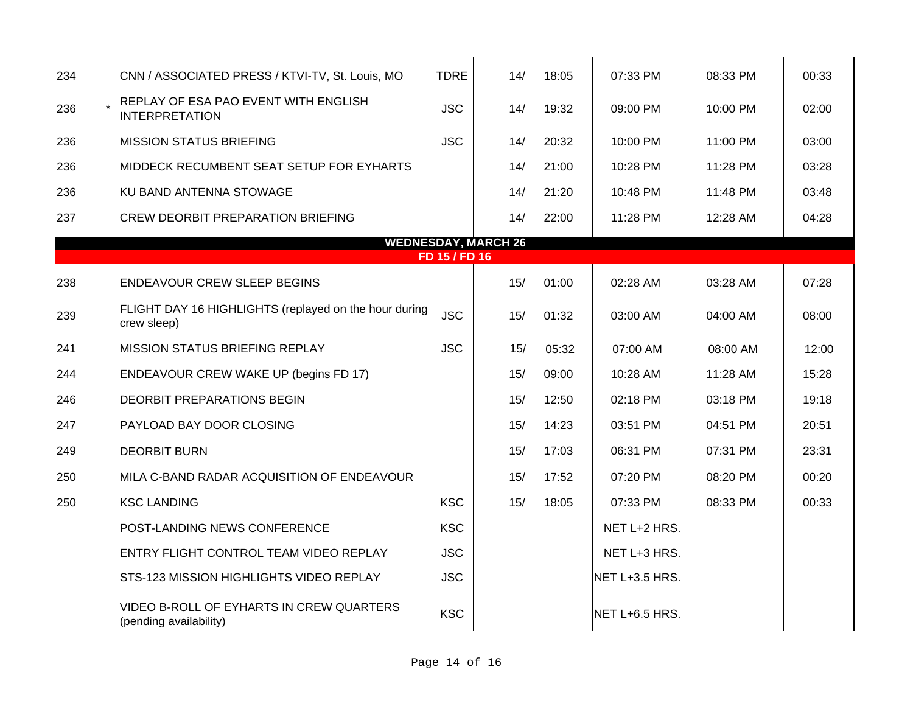| | | | | | | | | |
|---|---|---|---|---|---|---|---|---|
| 234 | | CNN / ASSOCIATED PRESS / KTVI-TV, St. Louis, MO | TDRE | 14/ | 18:05 | 07:33 PM | 08:33 PM | 00:33 |
| 236 | * | REPLAY OF ESA PAO EVENT WITH ENGLISH INTERPRETATION | JSC | 14/ | 19:32 | 09:00 PM | 10:00 PM | 02:00 |
| 236 | | MISSION STATUS BRIEFING | JSC | 14/ | 20:32 | 10:00 PM | 11:00 PM | 03:00 |
| 236 | | MIDDECK RECUMBENT SEAT SETUP FOR EYHARTS | | 14/ | 21:00 | 10:28 PM | 11:28 PM | 03:28 |
| 236 | | KU BAND ANTENNA STOWAGE | | 14/ | 21:20 | 10:48 PM | 11:48 PM | 03:48 |
| 237 | | CREW DEORBIT PREPARATION BRIEFING | | 14/ | 22:00 | 11:28 PM | 12:28 AM | 04:28 |
| | | **WEDNESDAY, MARCH 26** | | | | | | |
| | | **FD 15 / FD 16** | | | | | | |
| 238 | | ENDEAVOUR CREW SLEEP BEGINS | | 15/ | 01:00 | 02:28 AM | 03:28 AM | 07:28 |
| 239 | | FLIGHT DAY 16 HIGHLIGHTS (replayed on the hour during crew sleep) | JSC | 15/ | 01:32 | 03:00 AM | 04:00 AM | 08:00 |
| 241 | | MISSION STATUS BRIEFING REPLAY | JSC | 15/ | 05:32 | 07:00 AM | 08:00 AM | 12:00 |
| 244 | | ENDEAVOUR CREW WAKE UP (begins FD 17) | | 15/ | 09:00 | 10:28 AM | 11:28 AM | 15:28 |
| 246 | | DEORBIT PREPARATIONS BEGIN | | 15/ | 12:50 | 02:18 PM | 03:18 PM | 19:18 |
| 247 | | PAYLOAD BAY DOOR CLOSING | | 15/ | 14:23 | 03:51 PM | 04:51 PM | 20:51 |
| 249 | | DEORBIT BURN | | 15/ | 17:03 | 06:31 PM | 07:31 PM | 23:31 |
| 250 | | MILA C-BAND RADAR ACQUISITION OF ENDEAVOUR | | 15/ | 17:52 | 07:20 PM | 08:20 PM | 00:20 |
| 250 | | KSC LANDING | KSC | 15/ | 18:05 | 07:33 PM | 08:33 PM | 00:33 |
| | | POST-LANDING NEWS CONFERENCE | KSC | | | NET L+2 HRS. | | |
| | | ENTRY FLIGHT CONTROL TEAM VIDEO REPLAY | JSC | | | NET L+3 HRS. | | |
| | | STS-123 MISSION HIGHLIGHTS VIDEO REPLAY | JSC | | | NET L+3.5 HRS. | | |
| | | VIDEO B-ROLL OF EYHARTS IN CREW QUARTERS (pending availability) | KSC | | | NET L+6.5 HRS. | | |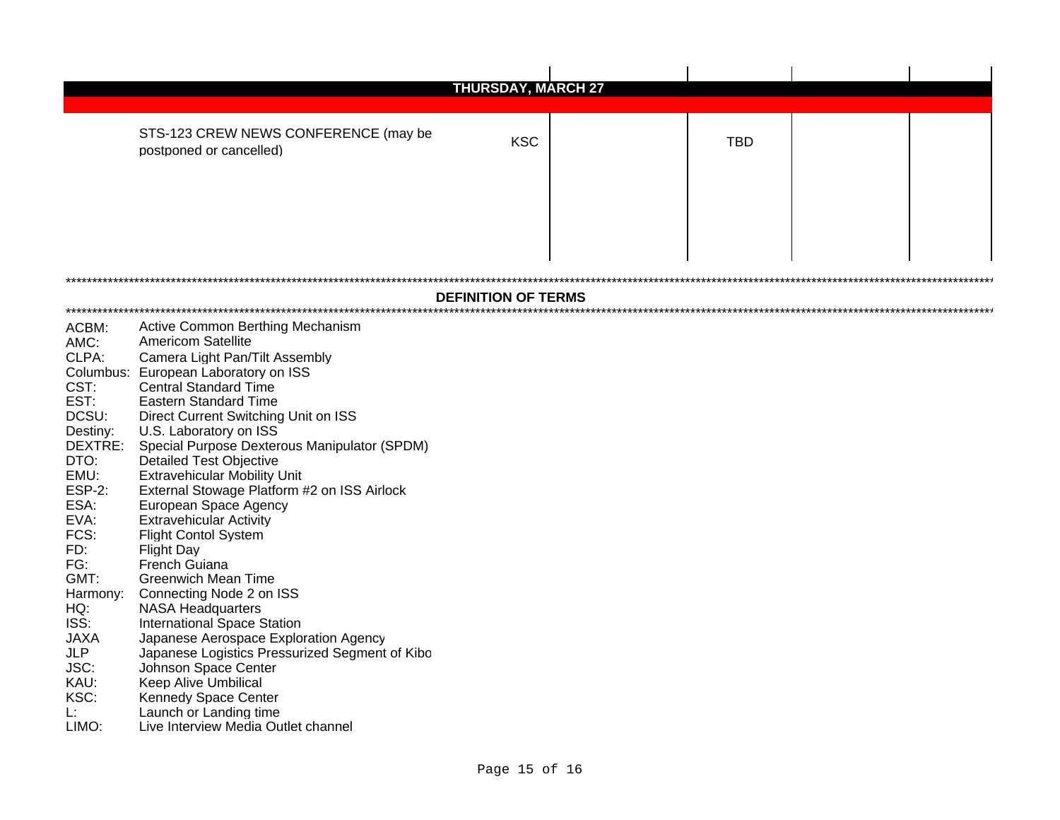| THURSDAY, MARCH 27 | | | | | |
|---|---|---|---|---|---|
| STS-123 CREW NEWS CONFERENCE (may be postponed or cancelled) | KSC | | TBD | | |

## DEFINITION OF TERMS

ACBM: Active Common Berthing Mechanism
AMC: Americom Satellite
CLPA: Camera Light Pan/Tilt Assembly
Columbus: European Laboratory on ISS
CST: Central Standard Time
EST: Eastern Standard Time
DCSU: Direct Current Switching Unit on ISS
Destiny: U.S. Laboratory on ISS
DEXTRE: Special Purpose Dexterous Manipulator (SPDM)
DTO: Detailed Test Objective
EMU: Extravehicular Mobility Unit
ESP-2: External Stowage Platform #2 on ISS Airlock
ESA: European Space Agency
EVA: Extravehicular Activity
FCS: Flight Contol System
FD: Flight Day
FG: French Guiana
GMT: Greenwich Mean Time
Harmony: Connecting Node 2 on ISS
HQ: NASA Headquarters
ISS: International Space Station
JAXA Japanese Aerospace Exploration Agency
JLP Japanese Logistics Pressurized Segment of Kibo
JSC: Johnson Space Center
KAU: Keep Alive Umbilical
KSC: Kennedy Space Center
L: Launch or Landing time
LIMO: Live Interview Media Outlet channel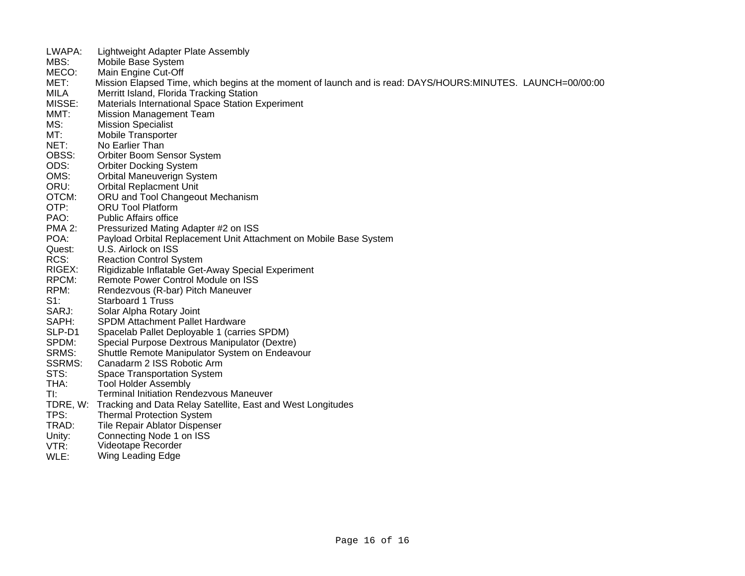LWAPA: Lightweight Adapter Plate Assembly
MBS: Mobile Base System
MECO: Main Engine Cut-Off
MET: Mission Elapsed Time, which begins at the moment of launch and is read: DAYS/HOURS:MINUTES. LAUNCH=00/00:00
MILA Merritt Island, Florida Tracking Station
MISSE: Materials International Space Station Experiment
MMT: Mission Management Team
MS: Mission Specialist
MT: Mobile Transporter
NET: No Earlier Than
OBSS: Orbiter Boom Sensor System
ODS: Orbiter Docking System
OMS: Orbital Maneuverign System
ORU: Orbital Replacment Unit
OTCM: ORU and Tool Changeout Mechanism
OTP: ORU Tool Platform
PAO: Public Affairs office
PMA 2: Pressurized Mating Adapter #2 on ISS
POA: Payload Orbital Replacement Unit Attachment on Mobile Base System
Quest: U.S. Airlock on ISS
RCS: Reaction Control System
RIGEX: Rigidizable Inflatable Get-Away Special Experiment
RPCM: Remote Power Control Module on ISS
RPM: Rendezvous (R-bar) Pitch Maneuver
S1: Starboard 1 Truss
SARJ: Solar Alpha Rotary Joint
SAPH: SPDM Attachment Pallet Hardware
SLP-D1 Spacelab Pallet Deployable 1 (carries SPDM)
SPDM: Special Purpose Dextrous Manipulator (Dextre)
SRMS: Shuttle Remote Manipulator System on Endeavour
SSRMS: Canadarm 2 ISS Robotic Arm
STS: Space Transportation System
THA: Tool Holder Assembly
TI: Terminal Initiation Rendezvous Maneuver
TDRE, W: Tracking and Data Relay Satellite, East and West Longitudes
TPS: Thermal Protection System
TRAD: Tile Repair Ablator Dispenser
Unity: Connecting Node 1 on ISS
VTR: Videotape Recorder
WLE: Wing Leading Edge